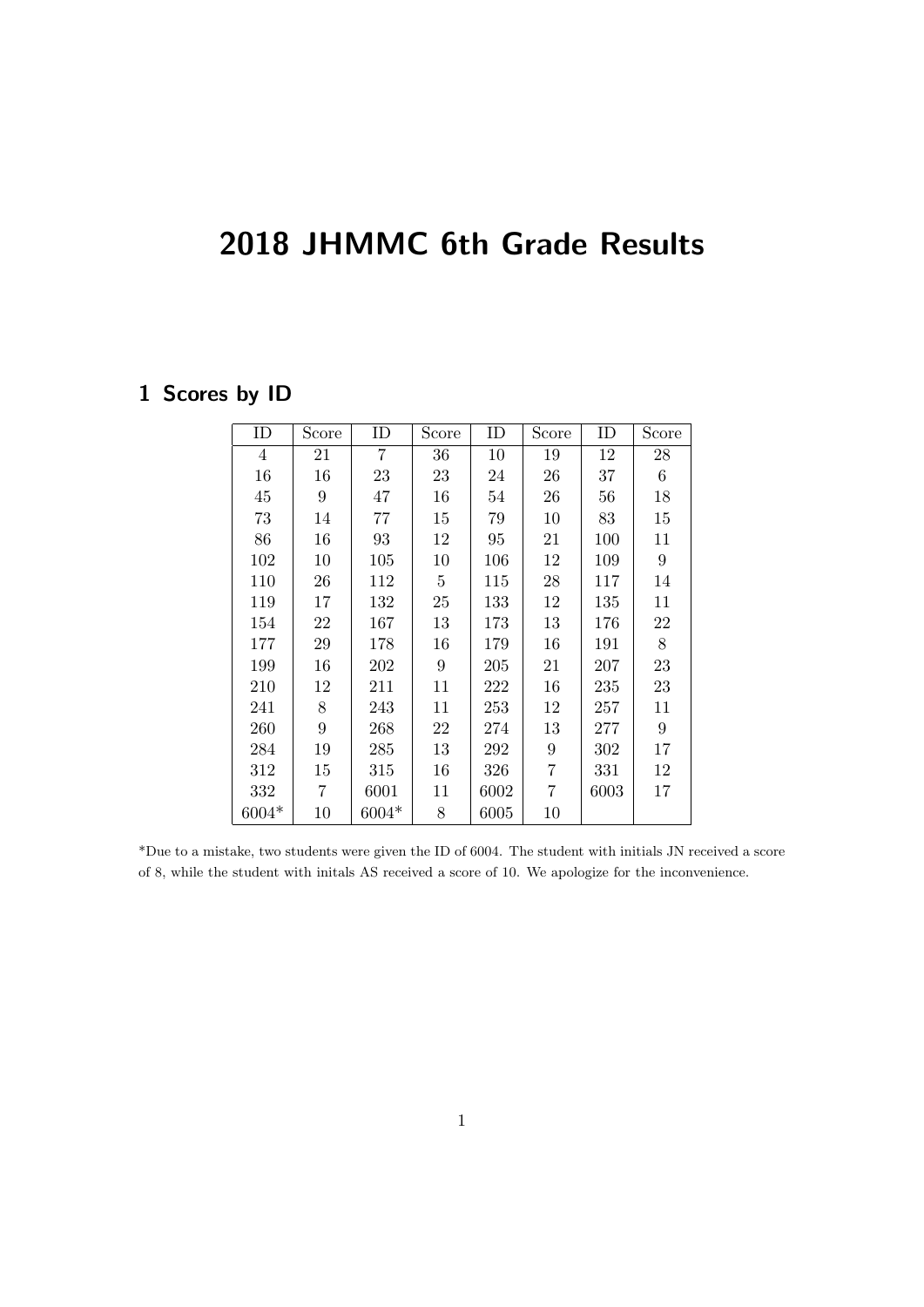# 2018 JHMMC 6th Grade Results

## 1 Scores by ID

| ID | Score | ID | Score | ID | Score | ID | Score |
|---|---|---|---|---|---|---|---|
| 4 | 21 | 7 | 36 | 10 | 19 | 12 | 28 |
| 16 | 16 | 23 | 23 | 24 | 26 | 37 | 6 |
| 45 | 9 | 47 | 16 | 54 | 26 | 56 | 18 |
| 73 | 14 | 77 | 15 | 79 | 10 | 83 | 15 |
| 86 | 16 | 93 | 12 | 95 | 21 | 100 | 11 |
| 102 | 10 | 105 | 10 | 106 | 12 | 109 | 9 |
| 110 | 26 | 112 | 5 | 115 | 28 | 117 | 14 |
| 119 | 17 | 132 | 25 | 133 | 12 | 135 | 11 |
| 154 | 22 | 167 | 13 | 173 | 13 | 176 | 22 |
| 177 | 29 | 178 | 16 | 179 | 16 | 191 | 8 |
| 199 | 16 | 202 | 9 | 205 | 21 | 207 | 23 |
| 210 | 12 | 211 | 11 | 222 | 16 | 235 | 23 |
| 241 | 8 | 243 | 11 | 253 | 12 | 257 | 11 |
| 260 | 9 | 268 | 22 | 274 | 13 | 277 | 9 |
| 284 | 19 | 285 | 13 | 292 | 9 | 302 | 17 |
| 312 | 15 | 315 | 16 | 326 | 7 | 331 | 12 |
| 332 | 7 | 6001 | 11 | 6002 | 7 | 6003 | 17 |
| 6004* | 10 | 6004* | 8 | 6005 | 10 | | |

*Due to a mistake, two students were given the ID of 6004. The student with initials JN received a score of 8, while the student with initals AS received a score of 10. We apologize for the inconvenience.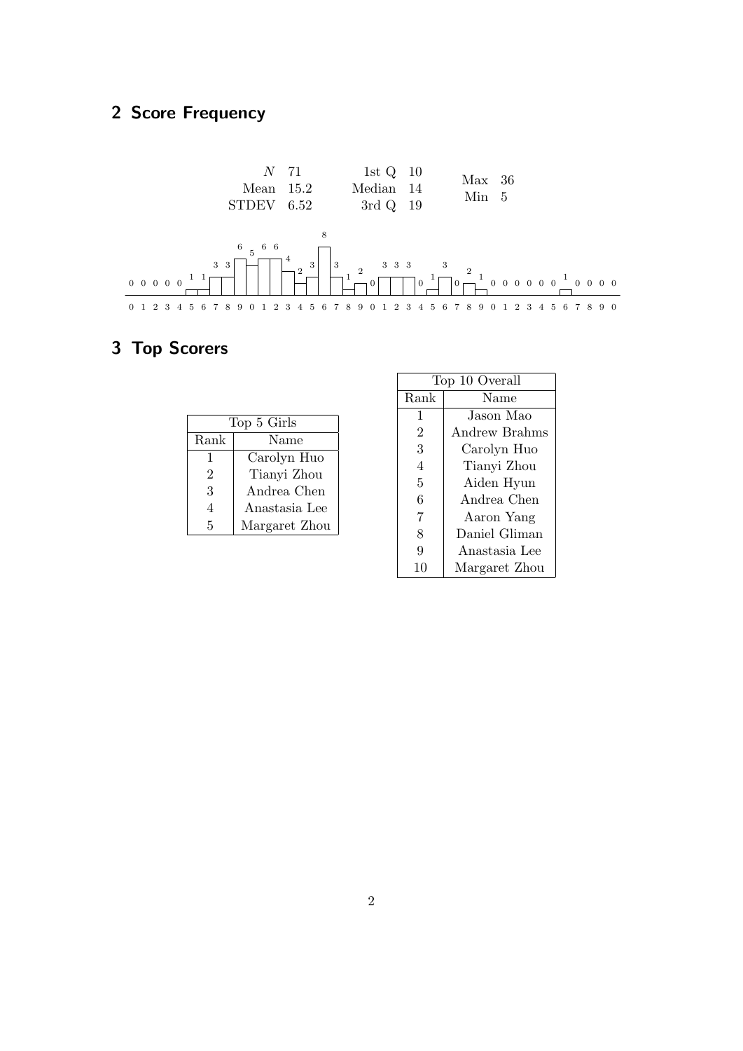## 2 Score Frequency

$N$ 71
Mean 15.2
STDEV 6.52

1st Q 10
Median 14
3rd Q 19

Max 36
Min 5

0 0 0 0 0 1 1 3 3 6 5 6 6 4 2 3 8 3 1 2 0 3 3 3 0 1 3 0 2 1 0 0 0 0 0 0 1 0 0 0 0

0 1 2 3 4 5 6 7 8 9 0 1 2 3 4 5 6 7 8 9 0 1 2 3 4 5 6 7 8 9 0 1 2 3 4 5 6 7 8 9 0

## 3 Top Scorers

| Top 5 Girls | |
|---|---|
| Rank | Name |
| 1 | Carolyn Huo |
| 2 | Tianyi Zhou |
| 3 | Andrea Chen |
| 4 | Anastasia Lee |
| 5 | Margaret Zhou |

| Top 10 Overall | |
|---|---|
| Rank | Name |
| 1 | Jason Mao |
| 2 | Andrew Brahms |
| 3 | Carolyn Huo |
| 4 | Tianyi Zhou |
| 5 | Aiden Hyun |
| 6 | Andrea Chen |
| 7 | Aaron Yang |
| 8 | Daniel Gliman |
| 9 | Anastasia Lee |
| 10 | Margaret Zhou |